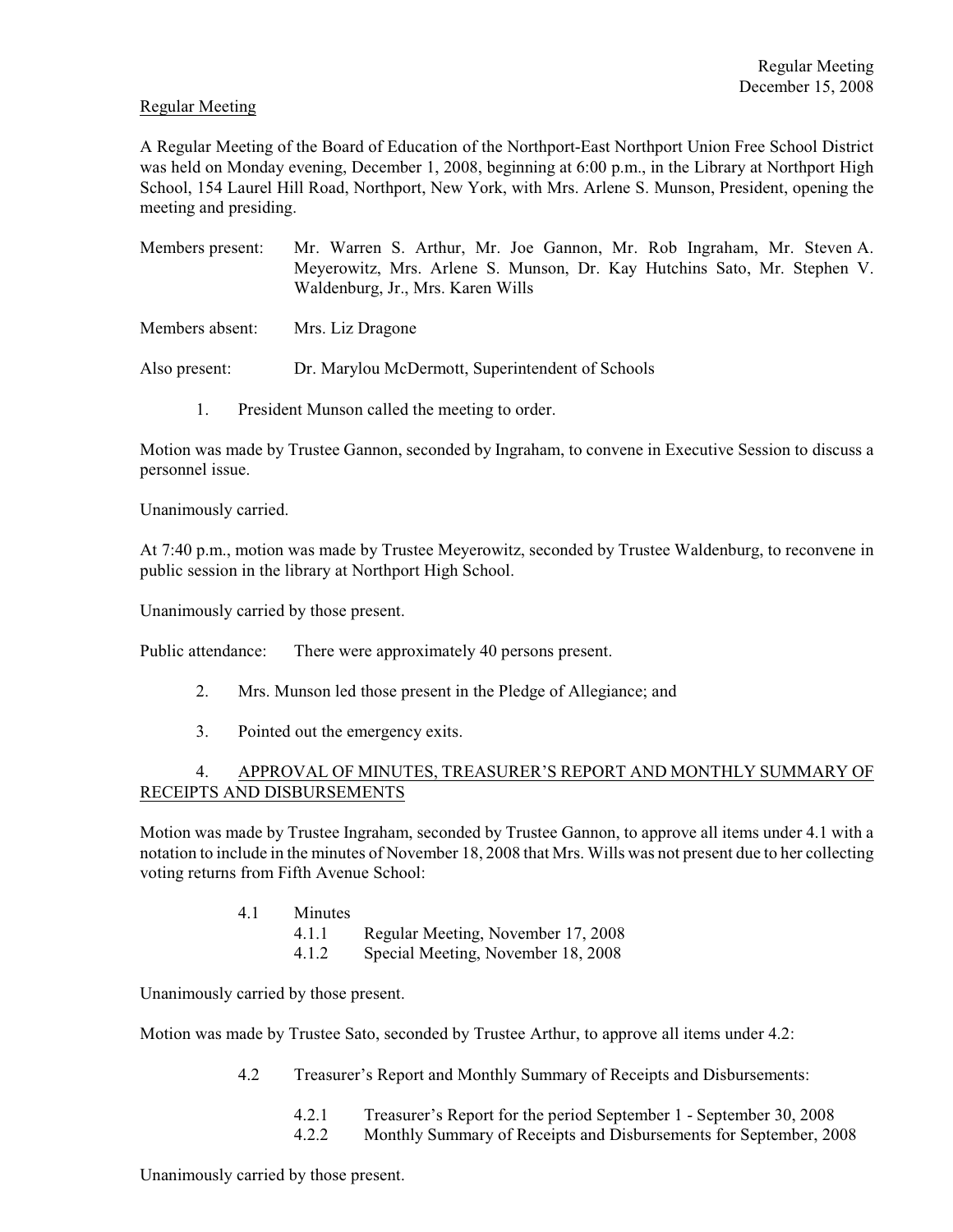Regular Meeting

A Regular Meeting of the Board of Education of the Northport-East Northport Union Free School District was held on Monday evening, December 1, 2008, beginning at 6:00 p.m., in the Library at Northport High School, 154 Laurel Hill Road, Northport, New York, with Mrs. Arlene S. Munson, President, opening the meeting and presiding.

Members present: Mr. Warren S. Arthur, Mr. Joe Gannon, Mr. Rob Ingraham, Mr. Steven A. Meyerowitz, Mrs. Arlene S. Munson, Dr. Kay Hutchins Sato, Mr. Stephen V. Waldenburg, Jr., Mrs. Karen Wills

Members absent: Mrs. Liz Dragone

Also present: Dr. Marylou McDermott, Superintendent of Schools

1. President Munson called the meeting to order.

Motion was made by Trustee Gannon, seconded by Ingraham, to convene in Executive Session to discuss a personnel issue.

Unanimously carried.

At 7:40 p.m., motion was made by Trustee Meyerowitz, seconded by Trustee Waldenburg, to reconvene in public session in the library at Northport High School.

Unanimously carried by those present.

Public attendance: There were approximately 40 persons present.

2. Mrs. Munson led those present in the Pledge of Allegiance; and

3. Pointed out the emergency exits.

4. APPROVAL OF MINUTES, TREASURER'S REPORT AND MONTHLY SUMMARY OF RECEIPTS AND DISBURSEMENTS

Motion was made by Trustee Ingraham, seconded by Trustee Gannon, to approve all items under 4.1 with a notation to include in the minutes of November 18, 2008 that Mrs. Wills was not present due to her collecting voting returns from Fifth Avenue School:

- 4.1 Minutes
  - 4.1.1 Regular Meeting, November 17, 2008
  - 4.1.2 Special Meeting, November 18, 2008

Unanimously carried by those present.

Motion was made by Trustee Sato, seconded by Trustee Arthur, to approve all items under 4.2:

- 4.2 Treasurer's Report and Monthly Summary of Receipts and Disbursements:
  - 4.2.1 Treasurer's Report for the period September 1 - September 30, 2008
  - 4.2.2 Monthly Summary of Receipts and Disbursements for September, 2008

Unanimously carried by those present.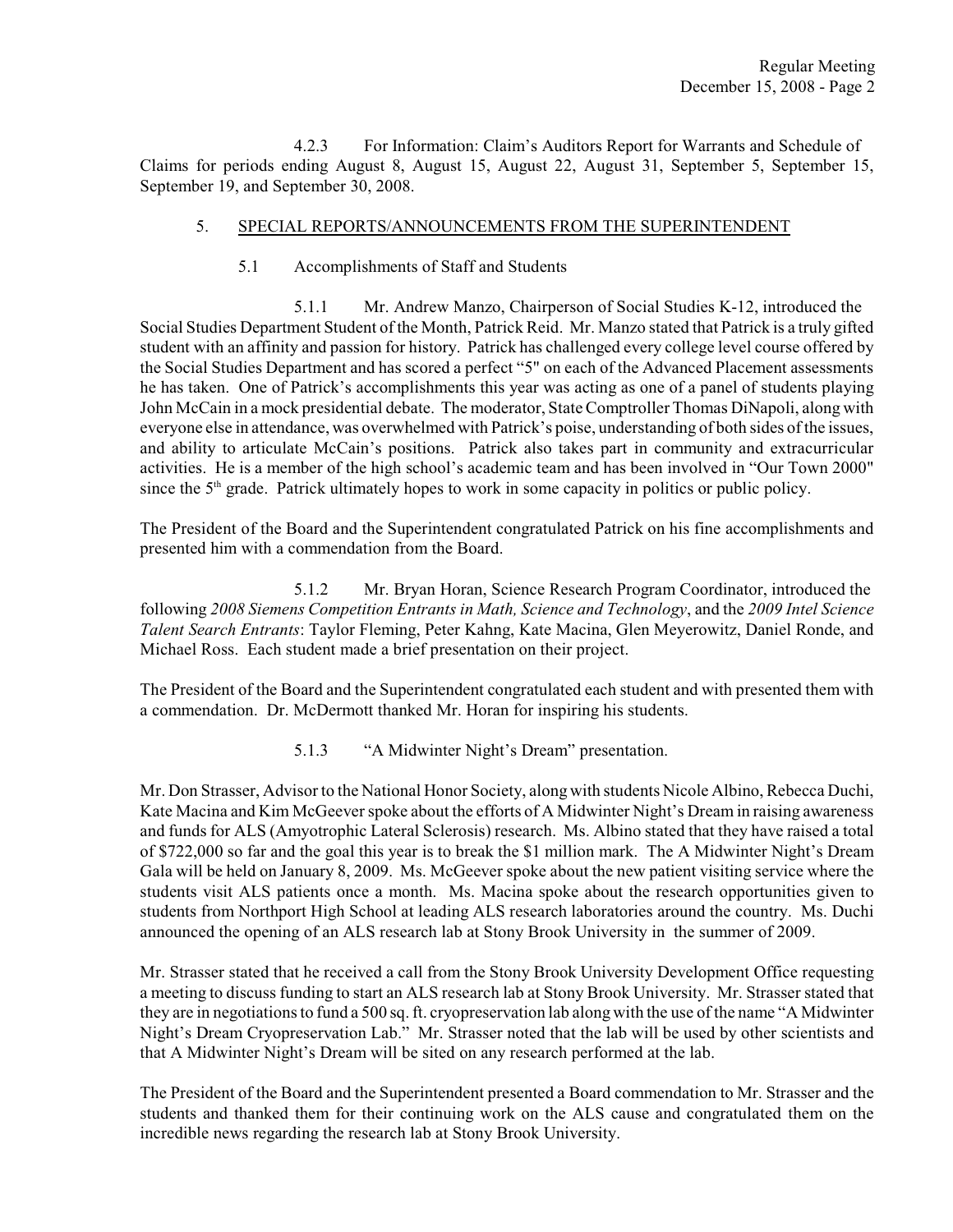4.2.3 For Information: Claim's Auditors Report for Warrants and Schedule of Claims for periods ending August 8, August 15, August 22, August 31, September 5, September 15, September 19, and September 30, 2008.

5. SPECIAL REPORTS/ANNOUNCEMENTS FROM THE SUPERINTENDENT

5.1 Accomplishments of Staff and Students

5.1.1 Mr. Andrew Manzo, Chairperson of Social Studies K-12, introduced the Social Studies Department Student of the Month, Patrick Reid. Mr. Manzo stated that Patrick is a truly gifted student with an affinity and passion for history. Patrick has challenged every college level course offered by the Social Studies Department and has scored a perfect "5" on each of the Advanced Placement assessments he has taken. One of Patrick's accomplishments this year was acting as one of a panel of students playing John McCain in a mock presidential debate. The moderator, State Comptroller Thomas DiNapoli, along with everyone else in attendance, was overwhelmed with Patrick's poise, understanding of both sides of the issues, and ability to articulate McCain's positions. Patrick also takes part in community and extracurricular activities. He is a member of the high school's academic team and has been involved in "Our Town 2000" since the 5th grade. Patrick ultimately hopes to work in some capacity in politics or public policy.

The President of the Board and the Superintendent congratulated Patrick on his fine accomplishments and presented him with a commendation from the Board.

5.1.2 Mr. Bryan Horan, Science Research Program Coordinator, introduced the following *2008 Siemens Competition Entrants in Math, Science and Technology*, and the *2009 Intel Science Talent Search Entrants*: Taylor Fleming, Peter Kahng, Kate Macina, Glen Meyerowitz, Daniel Ronde, and Michael Ross. Each student made a brief presentation on their project.

The President of the Board and the Superintendent congratulated each student and with presented them with a commendation. Dr. McDermott thanked Mr. Horan for inspiring his students.

5.1.3 "A Midwinter Night's Dream" presentation.

Mr. Don Strasser, Advisor to the National Honor Society, along with students Nicole Albino, Rebecca Duchi, Kate Macina and Kim McGeever spoke about the efforts of A Midwinter Night's Dream in raising awareness and funds for ALS (Amyotrophic Lateral Sclerosis) research. Ms. Albino stated that they have raised a total of $722,000 so far and the goal this year is to break the $1 million mark. The A Midwinter Night's Dream Gala will be held on January 8, 2009. Ms. McGeever spoke about the new patient visiting service where the students visit ALS patients once a month. Ms. Macina spoke about the research opportunities given to students from Northport High School at leading ALS research laboratories around the country. Ms. Duchi announced the opening of an ALS research lab at Stony Brook University in the summer of 2009.

Mr. Strasser stated that he received a call from the Stony Brook University Development Office requesting a meeting to discuss funding to start an ALS research lab at Stony Brook University. Mr. Strasser stated that they are in negotiations to fund a 500 sq. ft. cryopreservation lab along with the use of the name "A Midwinter Night's Dream Cryopreservation Lab." Mr. Strasser noted that the lab will be used by other scientists and that A Midwinter Night's Dream will be sited on any research performed at the lab.

The President of the Board and the Superintendent presented a Board commendation to Mr. Strasser and the students and thanked them for their continuing work on the ALS cause and congratulated them on the incredible news regarding the research lab at Stony Brook University.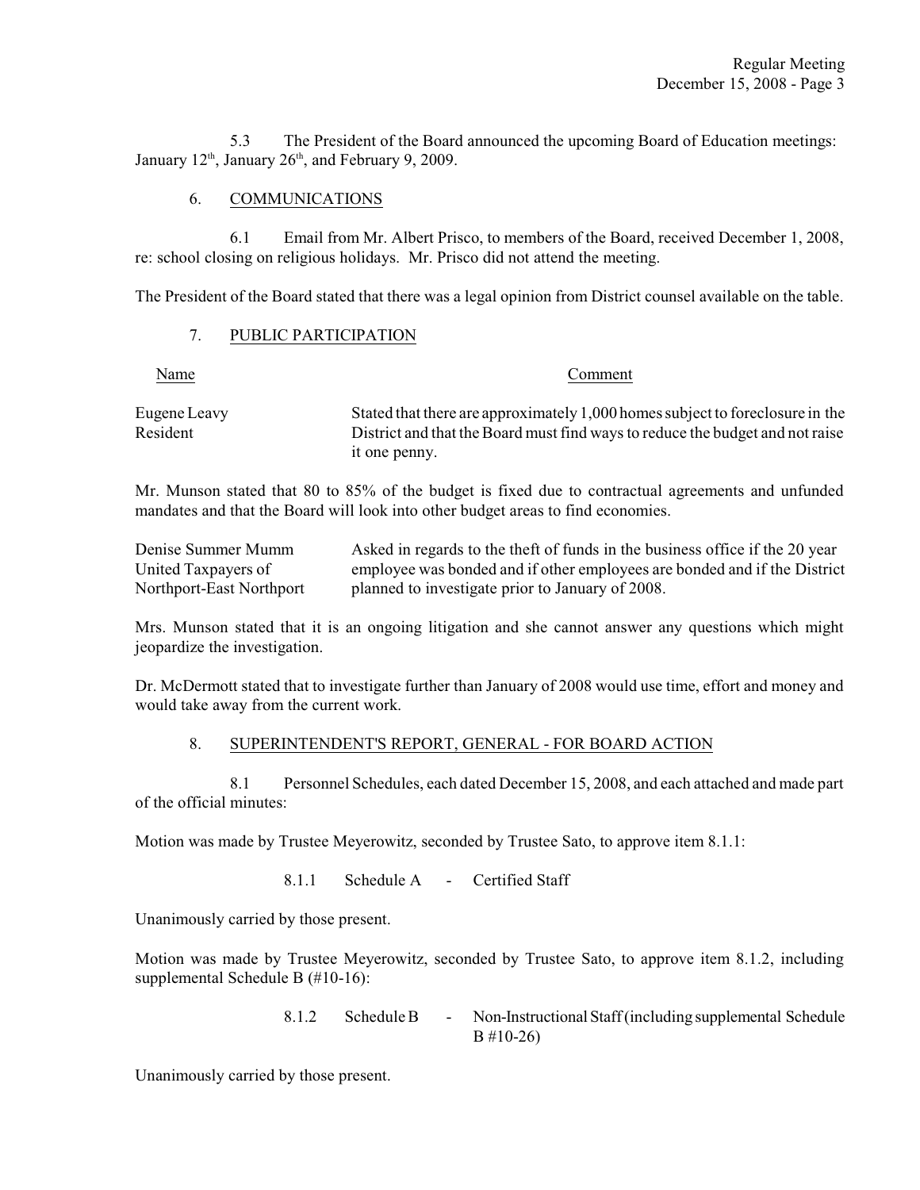5.3 The President of the Board announced the upcoming Board of Education meetings: January 12th, January 26th, and February 9, 2009.

6. COMMUNICATIONS

6.1 Email from Mr. Albert Prisco, to members of the Board, received December 1, 2008, re: school closing on religious holidays. Mr. Prisco did not attend the meeting.

The President of the Board stated that there was a legal opinion from District counsel available on the table.

7. PUBLIC PARTICIPATION

| Name | Comment |
|---|---|
| Eugene Leavy<br>Resident | Stated that there are approximately 1,000 homes subject to foreclosure in the District and that the Board must find ways to reduce the budget and not raise it one penny. |

Mr. Munson stated that 80 to 85% of the budget is fixed due to contractual agreements and unfunded mandates and that the Board will look into other budget areas to find economies.

| Name | Comment |
|---|---|
| Denise Summer Mumm<br>United Taxpayers of Northport-East Northport | Asked in regards to the theft of funds in the business office if the 20 year employee was bonded and if other employees are bonded and if the District planned to investigate prior to January of 2008. |

Mrs. Munson stated that it is an ongoing litigation and she cannot answer any questions which might jeopardize the investigation.

Dr. McDermott stated that to investigate further than January of 2008 would use time, effort and money and would take away from the current work.

8. SUPERINTENDENT'S REPORT, GENERAL - FOR BOARD ACTION

8.1 Personnel Schedules, each dated December 15, 2008, and each attached and made part of the official minutes:

Motion was made by Trustee Meyerowitz, seconded by Trustee Sato, to approve item 8.1.1:

8.1.1 Schedule A - Certified Staff

Unanimously carried by those present.

Motion was made by Trustee Meyerowitz, seconded by Trustee Sato, to approve item 8.1.2, including supplemental Schedule B (#10-16):

8.1.2 Schedule B - Non-Instructional Staff (including supplemental Schedule B #10-26)

Unanimously carried by those present.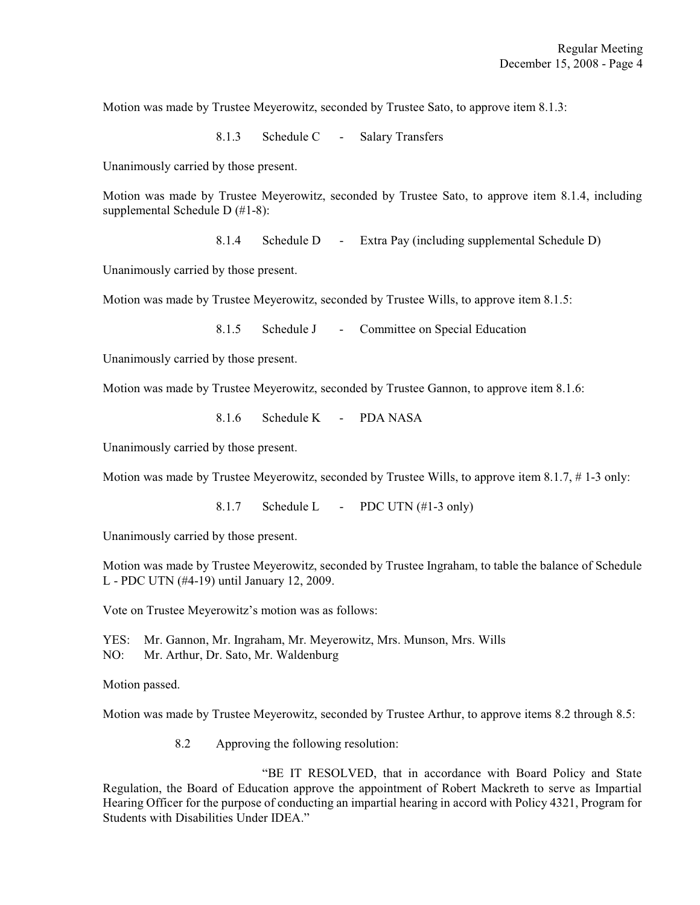Motion was made by Trustee Meyerowitz, seconded by Trustee Sato, to approve item 8.1.3:

8.1.3 Schedule C - Salary Transfers

Unanimously carried by those present.

Motion was made by Trustee Meyerowitz, seconded by Trustee Sato, to approve item 8.1.4, including supplemental Schedule D (#1-8):

8.1.4 Schedule D - Extra Pay (including supplemental Schedule D)

Unanimously carried by those present.

Motion was made by Trustee Meyerowitz, seconded by Trustee Wills, to approve item 8.1.5:

8.1.5 Schedule J - Committee on Special Education

Unanimously carried by those present.

Motion was made by Trustee Meyerowitz, seconded by Trustee Gannon, to approve item 8.1.6:

8.1.6 Schedule K - PDA NASA

Unanimously carried by those present.

Motion was made by Trustee Meyerowitz, seconded by Trustee Wills, to approve item 8.1.7, # 1-3 only:

8.1.7 Schedule L - PDC UTN (#1-3 only)

Unanimously carried by those present.

Motion was made by Trustee Meyerowitz, seconded by Trustee Ingraham, to table the balance of Schedule L - PDC UTN (#4-19) until January 12, 2009.

Vote on Trustee Meyerowitz's motion was as follows:

YES: Mr. Gannon, Mr. Ingraham, Mr. Meyerowitz, Mrs. Munson, Mrs. Wills
NO: Mr. Arthur, Dr. Sato, Mr. Waldenburg

Motion passed.

Motion was made by Trustee Meyerowitz, seconded by Trustee Arthur, to approve items 8.2 through 8.5:

8.2 Approving the following resolution:

"BE IT RESOLVED, that in accordance with Board Policy and State Regulation, the Board of Education approve the appointment of Robert Mackreth to serve as Impartial Hearing Officer for the purpose of conducting an impartial hearing in accord with Policy 4321, Program for Students with Disabilities Under IDEA."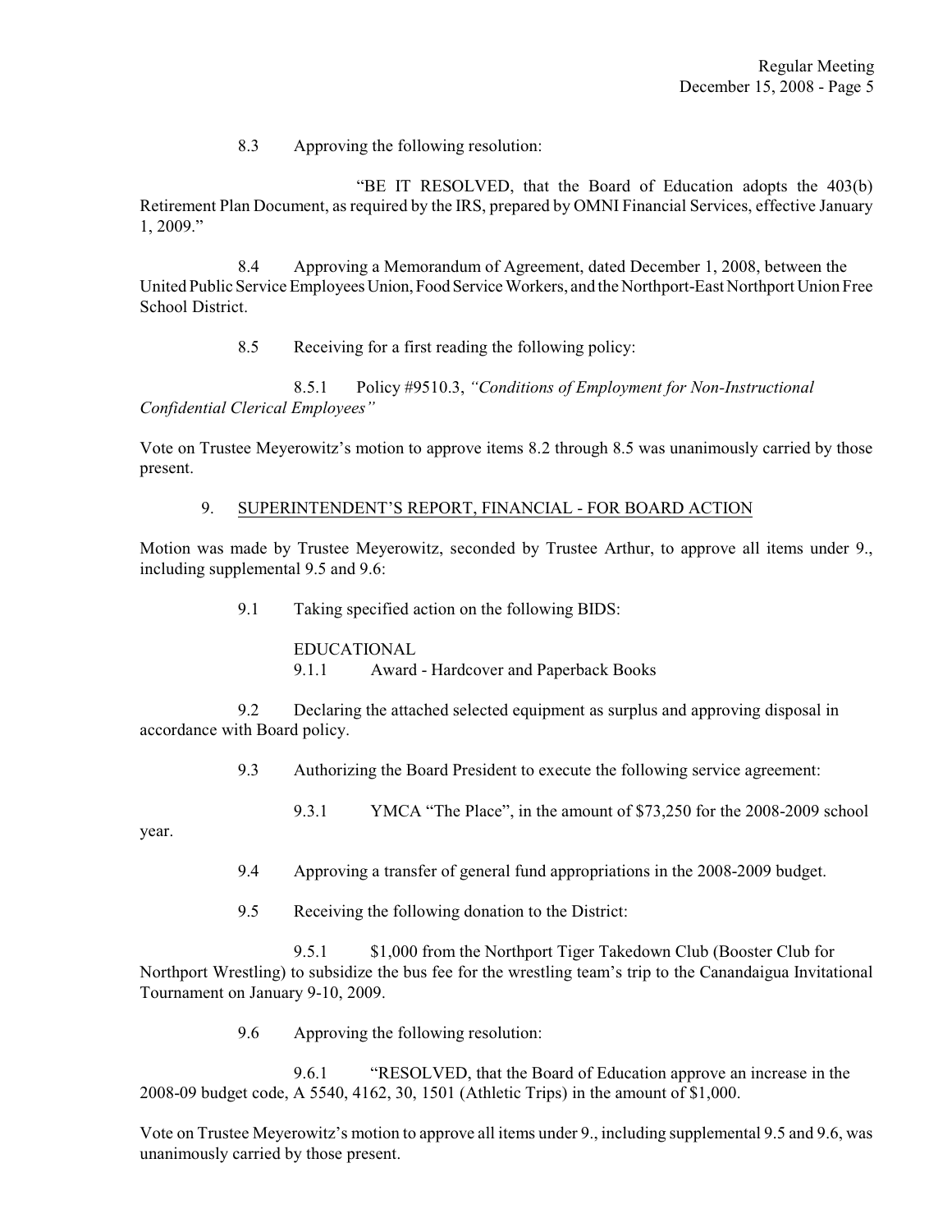8.3 Approving the following resolution:

"BE IT RESOLVED, that the Board of Education adopts the 403(b) Retirement Plan Document, as required by the IRS, prepared by OMNI Financial Services, effective January 1, 2009."

8.4 Approving a Memorandum of Agreement, dated December 1, 2008, between the United Public Service Employees Union, Food Service Workers, and the Northport-East Northport Union Free School District.

8.5 Receiving for a first reading the following policy:

8.5.1 Policy #9510.3, *"Conditions of Employment for Non-Instructional Confidential Clerical Employees"*

Vote on Trustee Meyerowitz's motion to approve items 8.2 through 8.5 was unanimously carried by those present.

9. <u>SUPERINTENDENT'S REPORT, FINANCIAL - FOR BOARD ACTION</u>

Motion was made by Trustee Meyerowitz, seconded by Trustee Arthur, to approve all items under 9., including supplemental 9.5 and 9.6:

9.1 Taking specified action on the following BIDS:

EDUCATIONAL
9.1.1 Award - Hardcover and Paperback Books

9.2 Declaring the attached selected equipment as surplus and approving disposal in accordance with Board policy.

9.3 Authorizing the Board President to execute the following service agreement:

9.3.1 YMCA "The Place", in the amount of $73,250 for the 2008-2009 school year.

9.4 Approving a transfer of general fund appropriations in the 2008-2009 budget.

9.5 Receiving the following donation to the District:

9.5.1 $1,000 from the Northport Tiger Takedown Club (Booster Club for Northport Wrestling) to subsidize the bus fee for the wrestling team's trip to the Canandaigua Invitational Tournament on January 9-10, 2009.

9.6 Approving the following resolution:

9.6.1 "RESOLVED, that the Board of Education approve an increase in the 2008-09 budget code, A 5540, 4162, 30, 1501 (Athletic Trips) in the amount of $1,000.

Vote on Trustee Meyerowitz's motion to approve all items under 9., including supplemental 9.5 and 9.6, was unanimously carried by those present.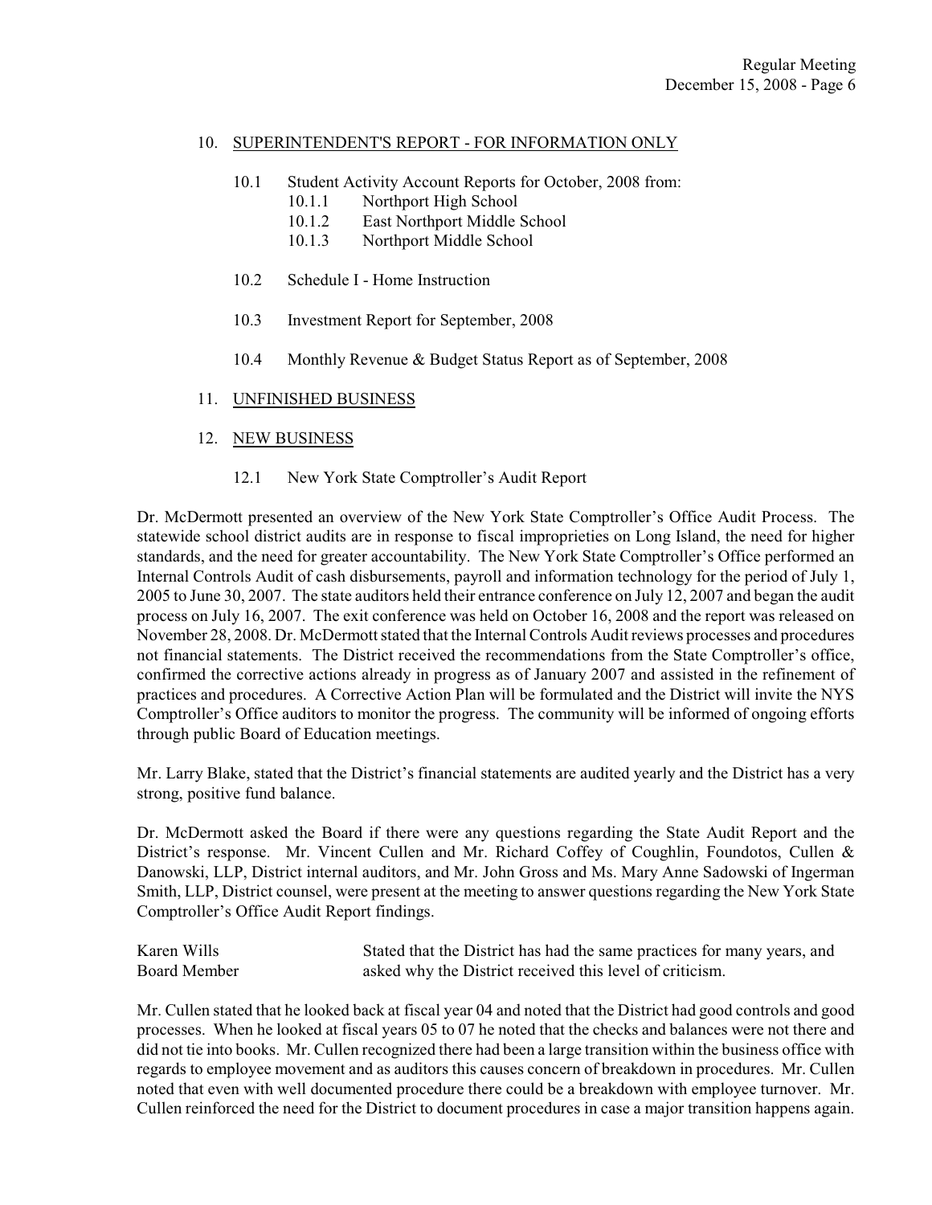10. SUPERINTENDENT'S REPORT - FOR INFORMATION ONLY

   10.1 Student Activity Account Reports for October, 2008 from:
      10.1.1 Northport High School
      10.1.2 East Northport Middle School
      10.1.3 Northport Middle School

   10.2 Schedule I - Home Instruction

   10.3 Investment Report for September, 2008

   10.4 Monthly Revenue & Budget Status Report as of September, 2008

11. UNFINISHED BUSINESS

12. NEW BUSINESS

   12.1 New York State Comptroller's Audit Report

Dr. McDermott presented an overview of the New York State Comptroller's Office Audit Process. The statewide school district audits are in response to fiscal improprieties on Long Island, the need for higher standards, and the need for greater accountability. The New York State Comptroller's Office performed an Internal Controls Audit of cash disbursements, payroll and information technology for the period of July 1, 2005 to June 30, 2007. The state auditors held their entrance conference on July 12, 2007 and began the audit process on July 16, 2007. The exit conference was held on October 16, 2008 and the report was released on November 28, 2008. Dr. McDermott stated that the Internal Controls Audit reviews processes and procedures not financial statements. The District received the recommendations from the State Comptroller's office, confirmed the corrective actions already in progress as of January 2007 and assisted in the refinement of practices and procedures. A Corrective Action Plan will be formulated and the District will invite the NYS Comptroller's Office auditors to monitor the progress. The community will be informed of ongoing efforts through public Board of Education meetings.

Mr. Larry Blake, stated that the District's financial statements are audited yearly and the District has a very strong, positive fund balance.

Dr. McDermott asked the Board if there were any questions regarding the State Audit Report and the District's response. Mr. Vincent Cullen and Mr. Richard Coffey of Coughlin, Foundotos, Cullen & Danowski, LLP, District internal auditors, and Mr. John Gross and Ms. Mary Anne Sadowski of Ingerman Smith, LLP, District counsel, were present at the meeting to answer questions regarding the New York State Comptroller's Office Audit Report findings.

| | |
|---|---|
| Karen Wills<br>Board Member | Stated that the District has had the same practices for many years, and asked why the District received this level of criticism. |

Mr. Cullen stated that he looked back at fiscal year 04 and noted that the District had good controls and good processes. When he looked at fiscal years 05 to 07 he noted that the checks and balances were not there and did not tie into books. Mr. Cullen recognized there had been a large transition within the business office with regards to employee movement and as auditors this causes concern of breakdown in procedures. Mr. Cullen noted that even with well documented procedure there could be a breakdown with employee turnover. Mr. Cullen reinforced the need for the District to document procedures in case a major transition happens again.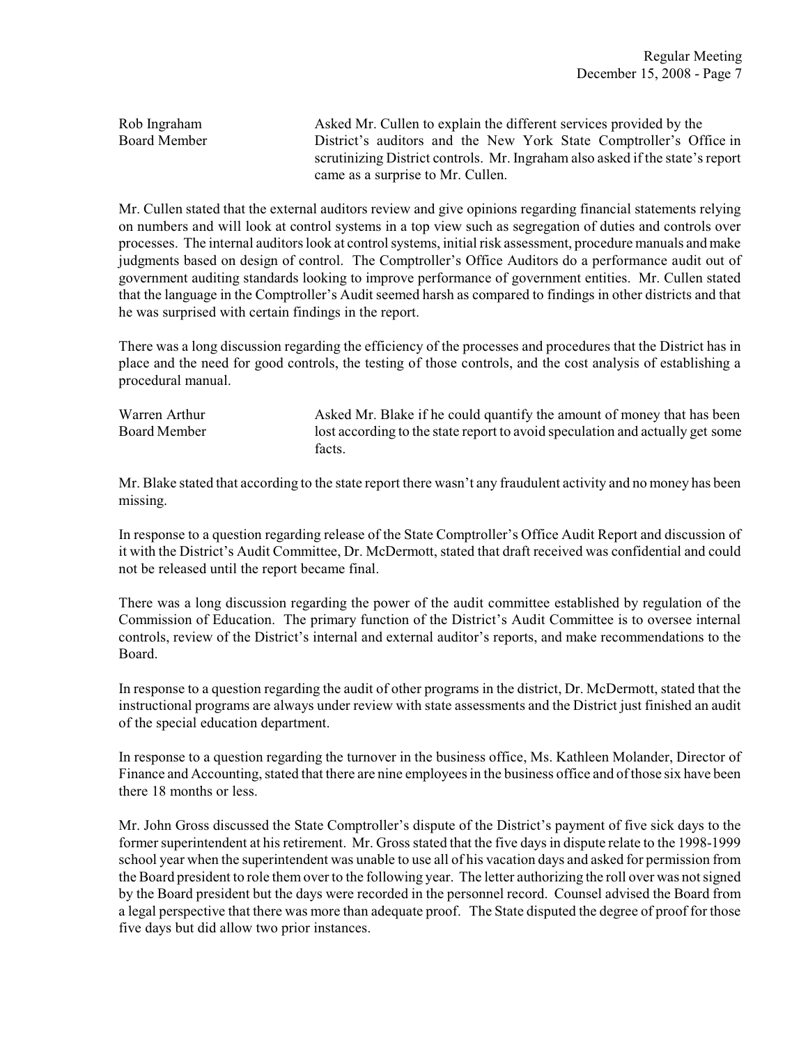Rob Ingraham
Board Member

Asked Mr. Cullen to explain the different services provided by the District's auditors and the New York State Comptroller's Office in scrutinizing District controls. Mr. Ingraham also asked if the state's report came as a surprise to Mr. Cullen.

Mr. Cullen stated that the external auditors review and give opinions regarding financial statements relying on numbers and will look at control systems in a top view such as segregation of duties and controls over processes. The internal auditors look at control systems, initial risk assessment, procedure manuals and make judgments based on design of control. The Comptroller's Office Auditors do a performance audit out of government auditing standards looking to improve performance of government entities. Mr. Cullen stated that the language in the Comptroller's Audit seemed harsh as compared to findings in other districts and that he was surprised with certain findings in the report.

There was a long discussion regarding the efficiency of the processes and procedures that the District has in place and the need for good controls, the testing of those controls, and the cost analysis of establishing a procedural manual.

Warren Arthur
Board Member

Asked Mr. Blake if he could quantify the amount of money that has been lost according to the state report to avoid speculation and actually get some facts.

Mr. Blake stated that according to the state report there wasn't any fraudulent activity and no money has been missing.

In response to a question regarding release of the State Comptroller's Office Audit Report and discussion of it with the District's Audit Committee, Dr. McDermott, stated that draft received was confidential and could not be released until the report became final.

There was a long discussion regarding the power of the audit committee established by regulation of the Commission of Education. The primary function of the District's Audit Committee is to oversee internal controls, review of the District's internal and external auditor's reports, and make recommendations to the Board.

In response to a question regarding the audit of other programs in the district, Dr. McDermott, stated that the instructional programs are always under review with state assessments and the District just finished an audit of the special education department.

In response to a question regarding the turnover in the business office, Ms. Kathleen Molander, Director of Finance and Accounting, stated that there are nine employees in the business office and of those six have been there 18 months or less.

Mr. John Gross discussed the State Comptroller's dispute of the District's payment of five sick days to the former superintendent at his retirement. Mr. Gross stated that the five days in dispute relate to the 1998-1999 school year when the superintendent was unable to use all of his vacation days and asked for permission from the Board president to role them over to the following year. The letter authorizing the roll over was not signed by the Board president but the days were recorded in the personnel record. Counsel advised the Board from a legal perspective that there was more than adequate proof. The State disputed the degree of proof for those five days but did allow two prior instances.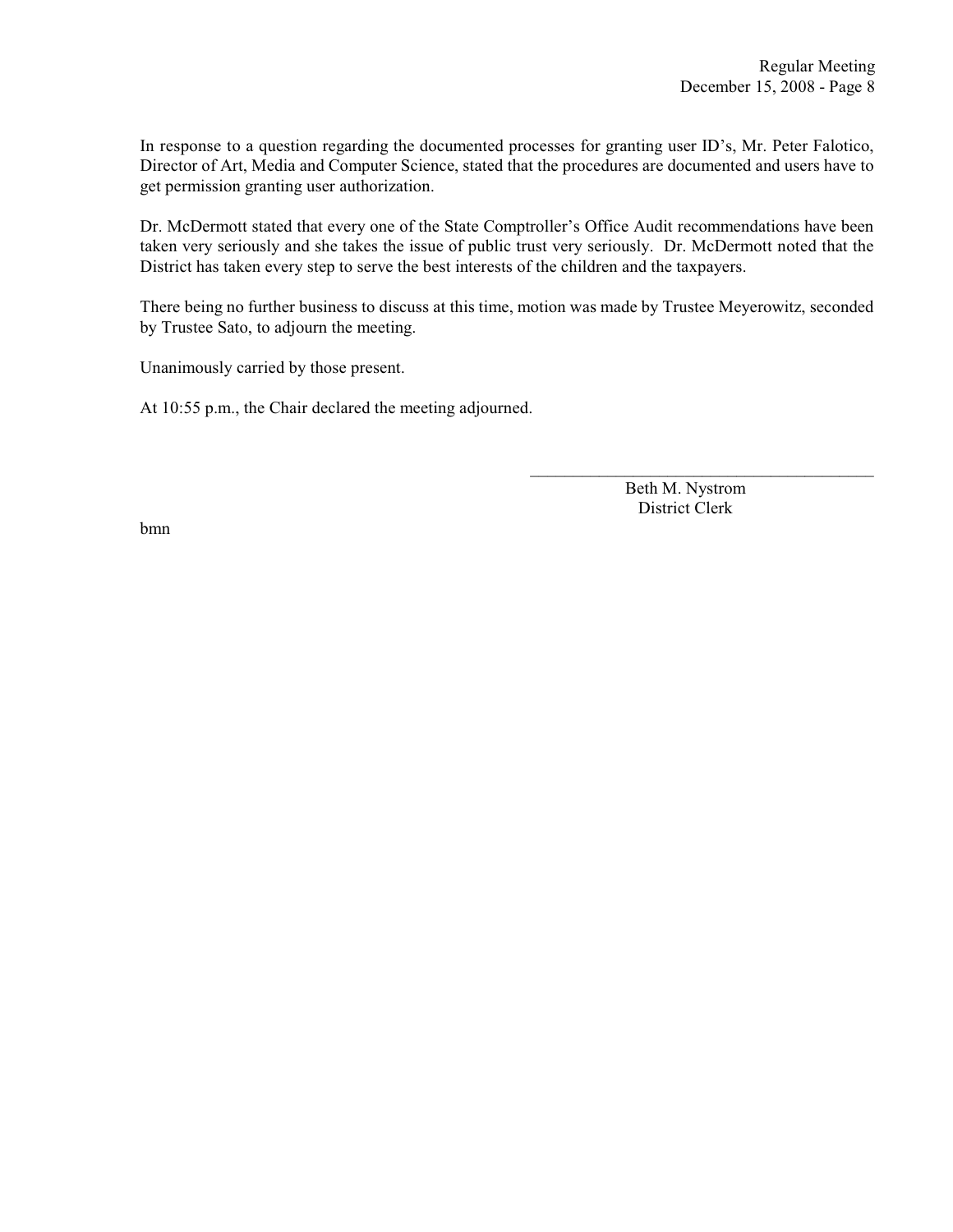In response to a question regarding the documented processes for granting user ID's, Mr. Peter Falotico, Director of Art, Media and Computer Science, stated that the procedures are documented and users have to get permission granting user authorization.

Dr. McDermott stated that every one of the State Comptroller's Office Audit recommendations have been taken very seriously and she takes the issue of public trust very seriously. Dr. McDermott noted that the District has taken every step to serve the best interests of the children and the taxpayers.

There being no further business to discuss at this time, motion was made by Trustee Meyerowitz, seconded by Trustee Sato, to adjourn the meeting.

Unanimously carried by those present.

At 10:55 p.m., the Chair declared the meeting adjourned.

\_\_\_\_\_\_\_\_\_\_\_\_\_\_\_\_\_\_\_\_\_\_\_\_\_\_\_\_\_\_\_\_\_\_\_\_\_\_\_\_

Beth M. Nystrom
District Clerk

bmn